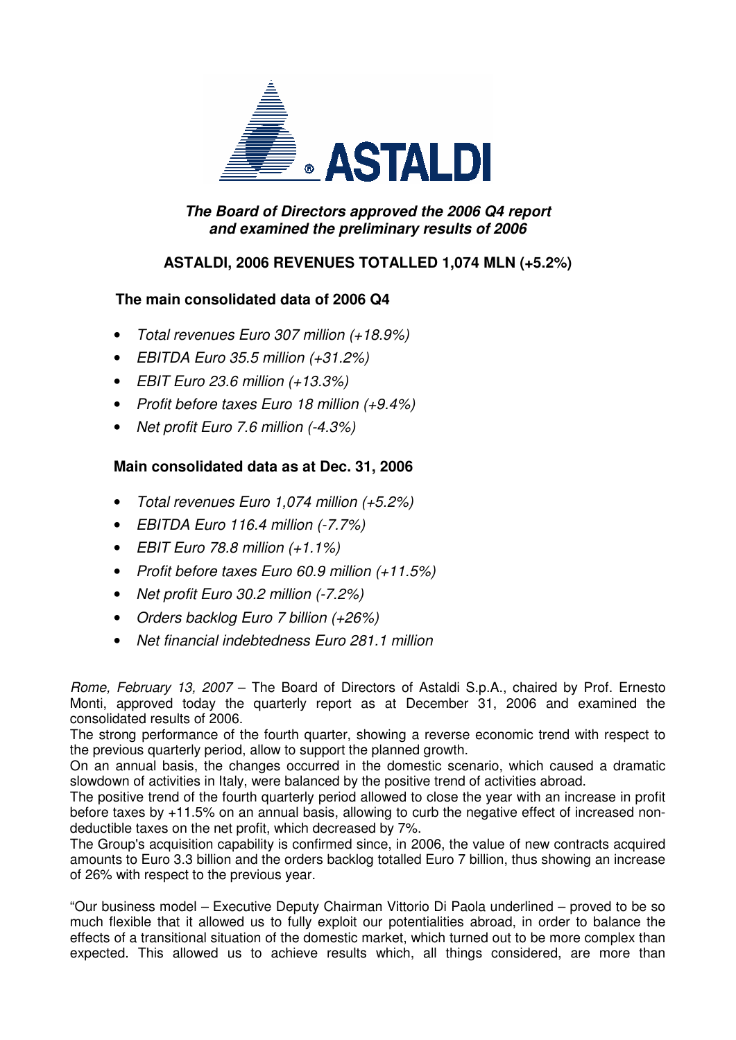***The Board of Directors approved the 2006 Q4 report and examined the preliminary results of 2006***

# ASTALDI, 2006 REVENUES TOTALLED 1,074 MLN (+5.2%)

## The main consolidated data of 2006 Q4

- *Total revenues Euro 307 million (+18.9%)*
- *EBITDA Euro 35.5 million (+31.2%)*
- *EBIT Euro 23.6 million (+13.3%)*
- *Profit before taxes Euro 18 million (+9.4%)*
- *Net profit Euro 7.6 million (-4.3%)*

## Main consolidated data as at Dec. 31, 2006

- *Total revenues Euro 1,074 million (+5.2%)*
- *EBITDA Euro 116.4 million (-7.7%)*
- *EBIT Euro 78.8 million (+1.1%)*
- *Profit before taxes Euro 60.9 million (+11.5%)*
- *Net profit Euro 30.2 million (-7.2%)*
- *Orders backlog Euro 7 billion (+26%)*
- *Net financial indebtedness Euro 281.1 million*

*Rome, February 13, 2007* – The Board of Directors of Astaldi S.p.A., chaired by Prof. Ernesto Monti, approved today the quarterly report as at December 31, 2006 and examined the consolidated results of 2006.
The strong performance of the fourth quarter, showing a reverse economic trend with respect to the previous quarterly period, allow to support the planned growth.
On an annual basis, the changes occurred in the domestic scenario, which caused a dramatic slowdown of activities in Italy, were balanced by the positive trend of activities abroad.
The positive trend of the fourth quarterly period allowed to close the year with an increase in profit before taxes by +11.5% on an annual basis, allowing to curb the negative effect of increased non-deductible taxes on the net profit, which decreased by 7%.
The Group's acquisition capability is confirmed since, in 2006, the value of new contracts acquired amounts to Euro 3.3 billion and the orders backlog totalled Euro 7 billion, thus showing an increase of 26% with respect to the previous year.

"Our business model – Executive Deputy Chairman Vittorio Di Paola underlined – proved to be so much flexible that it allowed us to fully exploit our potentialities abroad, in order to balance the effects of a transitional situation of the domestic market, which turned out to be more complex than expected. This allowed us to achieve results which, all things considered, are more than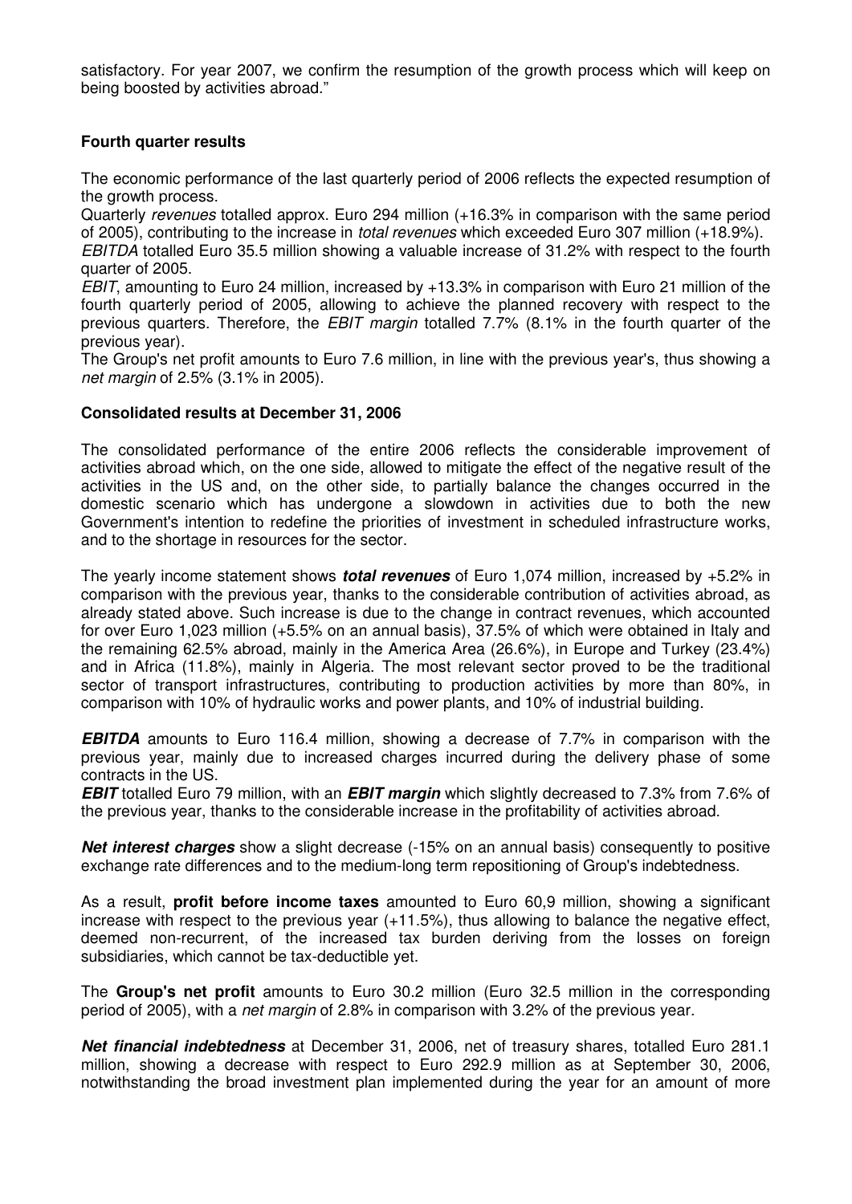satisfactory. For year 2007, we confirm the resumption of the growth process which will keep on being boosted by activities abroad."

**Fourth quarter results**

The economic performance of the last quarterly period of 2006 reflects the expected resumption of the growth process.

Quarterly *revenues* totalled approx. Euro 294 million (+16.3% in comparison with the same period of 2005), contributing to the increase in *total revenues* which exceeded Euro 307 million (+18.9%).

*EBITDA* totalled Euro 35.5 million showing a valuable increase of 31.2% with respect to the fourth quarter of 2005.

*EBIT*, amounting to Euro 24 million, increased by +13.3% in comparison with Euro 21 million of the fourth quarterly period of 2005, allowing to achieve the planned recovery with respect to the previous quarters. Therefore, the *EBIT margin* totalled 7.7% (8.1% in the fourth quarter of the previous year).

The Group's net profit amounts to Euro 7.6 million, in line with the previous year's, thus showing a *net margin* of 2.5% (3.1% in 2005).

**Consolidated results at December 31, 2006**

The consolidated performance of the entire 2006 reflects the considerable improvement of activities abroad which, on the one side, allowed to mitigate the effect of the negative result of the activities in the US and, on the other side, to partially balance the changes occurred in the domestic scenario which has undergone a slowdown in activities due to both the new Government's intention to redefine the priorities of investment in scheduled infrastructure works, and to the shortage in resources for the sector.

The yearly income statement shows ***total revenues*** of Euro 1,074 million, increased by +5.2% in comparison with the previous year, thanks to the considerable contribution of activities abroad, as already stated above. Such increase is due to the change in contract revenues, which accounted for over Euro 1,023 million (+5.5% on an annual basis), 37.5% of which were obtained in Italy and the remaining 62.5% abroad, mainly in the America Area (26.6%), in Europe and Turkey (23.4%) and in Africa (11.8%), mainly in Algeria. The most relevant sector proved to be the traditional sector of transport infrastructures, contributing to production activities by more than 80%, in comparison with 10% of hydraulic works and power plants, and 10% of industrial building.

***EBITDA*** amounts to Euro 116.4 million, showing a decrease of 7.7% in comparison with the previous year, mainly due to increased charges incurred during the delivery phase of some contracts in the US.

***EBIT*** totalled Euro 79 million, with an ***EBIT margin*** which slightly decreased to 7.3% from 7.6% of the previous year, thanks to the considerable increase in the profitability of activities abroad.

***Net interest charges*** show a slight decrease (-15% on an annual basis) consequently to positive exchange rate differences and to the medium-long term repositioning of Group's indebtedness.

As a result, **profit before income taxes** amounted to Euro 60,9 million, showing a significant increase with respect to the previous year (+11.5%), thus allowing to balance the negative effect, deemed non-recurrent, of the increased tax burden deriving from the losses on foreign subsidiaries, which cannot be tax-deductible yet.

The **Group's net profit** amounts to Euro 30.2 million (Euro 32.5 million in the corresponding period of 2005), with a *net margin* of 2.8% in comparison with 3.2% of the previous year.

***Net financial indebtedness*** at December 31, 2006, net of treasury shares, totalled Euro 281.1 million, showing a decrease with respect to Euro 292.9 million as at September 30, 2006, notwithstanding the broad investment plan implemented during the year for an amount of more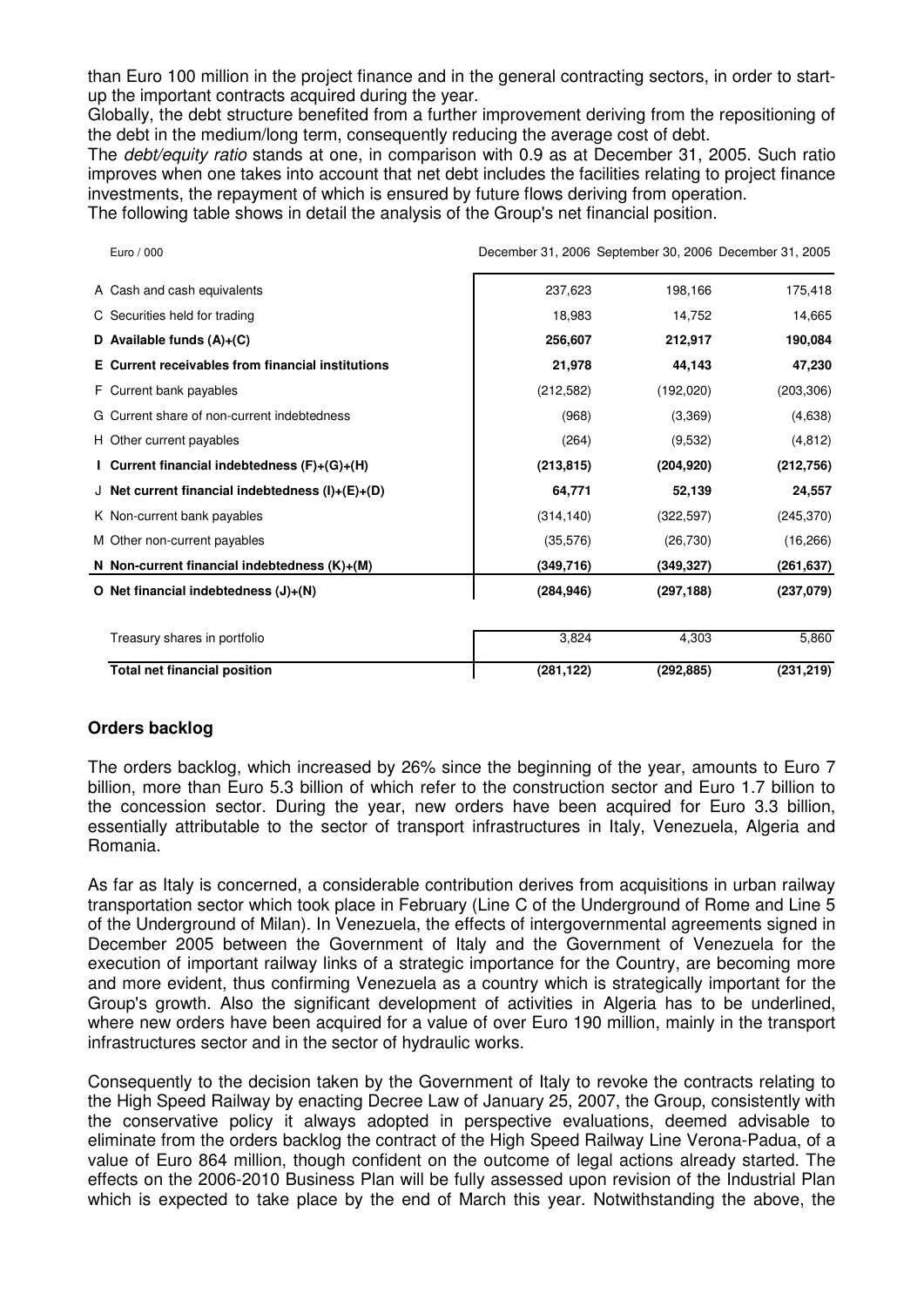than Euro 100 million in the project finance and in the general contracting sectors, in order to start-up the important contracts acquired during the year.

Globally, the debt structure benefited from a further improvement deriving from the repositioning of the debt in the medium/long term, consequently reducing the average cost of debt.

The *debt/equity ratio* stands at one, in comparison with 0.9 as at December 31, 2005. Such ratio improves when one takes into account that net debt includes the facilities relating to project finance investments, the repayment of which is ensured by future flows deriving from operation.

The following table shows in detail the analysis of the Group's net financial position.

| Euro / 000 | December 31, 2006 | September 30, 2006 | December 31, 2005 |
|---|---|---|---|
| A Cash and cash equivalents | 237,623 | 198,166 | 175,418 |
| C Securities held for trading | 18,983 | 14,752 | 14,665 |
| **D Available funds (A)+(C)** | **256,607** | **212,917** | **190,084** |
| **E Current receivables from financial institutions** | **21,978** | **44,143** | **47,230** |
| F Current bank payables | (212,582) | (192,020) | (203,306) |
| G Current share of non-current indebtedness | (968) | (3,369) | (4,638) |
| H Other current payables | (264) | (9,532) | (4,812) |
| **I Current financial indebtedness (F)+(G)+(H)** | **(213,815)** | **(204,920)** | **(212,756)** |
| **J Net current financial indebtedness (I)+(E)+(D)** | **64,771** | **52,139** | **24,557** |
| K Non-current bank payables | (314,140) | (322,597) | (245,370) |
| M Other non-current payables | (35,576) | (26,730) | (16,266) |
| **N Non-current financial indebtedness (K)+(M)** | **(349,716)** | **(349,327)** | **(261,637)** |
| **O Net financial indebtedness (J)+(N)** | **(284,946)** | **(297,188)** | **(237,079)** |
| Treasury shares in portfolio | 3,824 | 4,303 | 5,860 |
| **Total net financial position** | **(281,122)** | **(292,885)** | **(231,219)** |

## Orders backlog

The orders backlog, which increased by 26% since the beginning of the year, amounts to Euro 7 billion, more than Euro 5.3 billion of which refer to the construction sector and Euro 1.7 billion to the concession sector. During the year, new orders have been acquired for Euro 3.3 billion, essentially attributable to the sector of transport infrastructures in Italy, Venezuela, Algeria and Romania.

As far as Italy is concerned, a considerable contribution derives from acquisitions in urban railway transportation sector which took place in February (Line C of the Underground of Rome and Line 5 of the Underground of Milan). In Venezuela, the effects of intergovernmental agreements signed in December 2005 between the Government of Italy and the Government of Venezuela for the execution of important railway links of a strategic importance for the Country, are becoming more and more evident, thus confirming Venezuela as a country which is strategically important for the Group's growth. Also the significant development of activities in Algeria has to be underlined, where new orders have been acquired for a value of over Euro 190 million, mainly in the transport infrastructures sector and in the sector of hydraulic works.

Consequently to the decision taken by the Government of Italy to revoke the contracts relating to the High Speed Railway by enacting Decree Law of January 25, 2007, the Group, consistently with the conservative policy it always adopted in perspective evaluations, deemed advisable to eliminate from the orders backlog the contract of the High Speed Railway Line Verona-Padua, of a value of Euro 864 million, though confident on the outcome of legal actions already started. The effects on the 2006-2010 Business Plan will be fully assessed upon revision of the Industrial Plan which is expected to take place by the end of March this year. Notwithstanding the above, the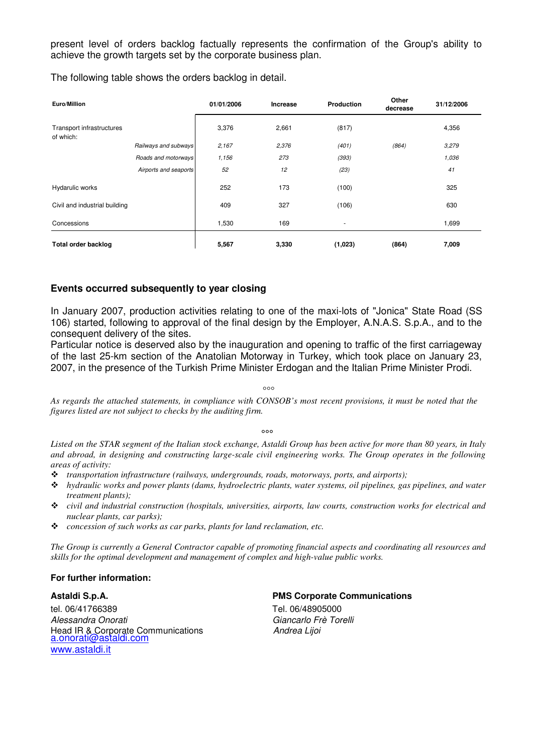present level of orders backlog factually represents the confirmation of the Group's ability to achieve the growth targets set by the corporate business plan.

The following table shows the orders backlog in detail.

| **Euro/Million** | | **01/01/2006** | **Increase** | **Production** | **Other decrease** | **31/12/2006** |
|---|---|---|---|---|---|---|
| Transport infrastructures of which: | | 3,376 | 2,661 | (817) | | 4,356 |
| | *Railways and subways* | *2,167* | *2,376* | *(401)* | *(864)* | *3,279* |
| | *Roads and motorways* | *1,156* | *273* | *(393)* | | *1,036* |
| | *Airports and seaports* | *52* | *12* | *(23)* | | *41* |
| Hydarulic works | | 252 | 173 | (100) | | 325 |
| Civil and industrial building | | 409 | 327 | (106) | | 630 |
| Concessions | | 1,530 | 169 | - | | 1,699 |
| **Total order backlog** | | **5,567** | **3,330** | **(1,023)** | **(864)** | **7,009** |

## Events occurred subsequently to year closing

In January 2007, production activities relating to one of the maxi-lots of "Jonica" State Road (SS 106) started, following to approval of the final design by the Employer, A.N.A.S. S.p.A., and to the consequent delivery of the sites.
Particular notice is deserved also by the inauguration and opening to traffic of the first carriageway of the last 25-km section of the Anatolian Motorway in Turkey, which took place on January 23, 2007, in the presence of the Turkish Prime Minister Erdogan and the Italian Prime Minister Prodi.

°°°

*As regards the attached statements, in compliance with CONSOB's most recent provisions, it must be noted that the figures listed are not subject to checks by the auditing firm.*

°°°

*Listed on the STAR segment of the Italian stock exchange, Astaldi Group has been active for more than 80 years, in Italy and abroad, in designing and constructing large-scale civil engineering works. The Group operates in the following areas of activity:*

- *transportation infrastructure (railways, undergrounds, roads, motorways, ports, and airports);*
- *hydraulic works and power plants (dams, hydroelectric plants, water systems, oil pipelines, gas pipelines, and water treatment plants);*
- *civil and industrial construction (hospitals, universities, airports, law courts, construction works for electrical and nuclear plants, car parks);*
- *concession of such works as car parks, plants for land reclamation, etc.*

*The Group is currently a General Contractor capable of promoting financial aspects and coordinating all resources and skills for the optimal development and management of complex and high-value public works.*

**For further information:**

**Astaldi S.p.A.**
tel. 06/41766389
*Alessandra Onorati*
Head IR & Corporate Communications
a.onorati@astaldi.com
www.astaldi.it

**PMS Corporate Communications**
Tel. 06/48905000
*Giancarlo Frè Torelli*
*Andrea Lijoi*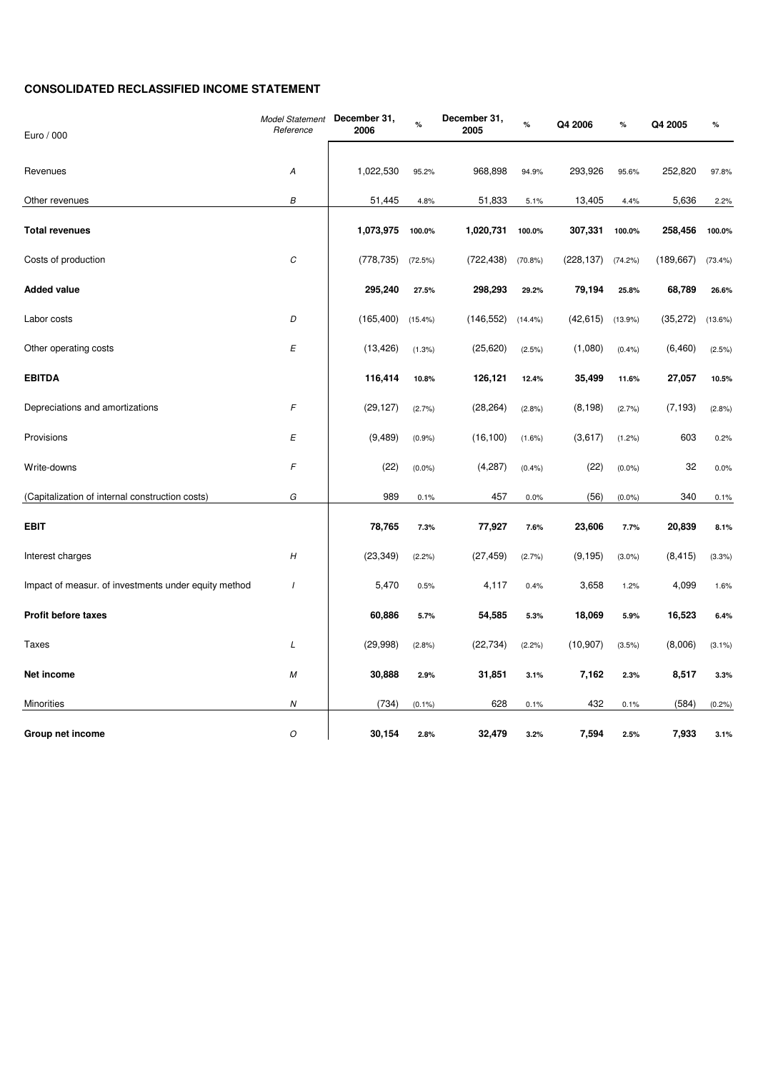## CONSOLIDATED RECLASSIFIED INCOME STATEMENT

| Euro / 000 | *Model Statement Reference* | December 31, 2006 | % | December 31, 2005 | % | Q4 2006 | % | Q4 2005 | % |
|---|---|---|---|---|---|---|---|---|---|
| Revenues | *A* | 1,022,530 | 95.2% | 968,898 | 94.9% | 293,926 | 95.6% | 252,820 | 97.8% |
| Other revenues | *B* | 51,445 | 4.8% | 51,833 | 5.1% | 13,405 | 4.4% | 5,636 | 2.2% |
| **Total revenues** | | **1,073,975** | **100.0%** | **1,020,731** | **100.0%** | **307,331** | **100.0%** | **258,456** | **100.0%** |
| Costs of production | *C* | (778,735) | (72.5%) | (722,438) | (70.8%) | (228,137) | (74.2%) | (189,667) | (73.4%) |
| **Added value** | | **295,240** | **27.5%** | **298,293** | **29.2%** | **79,194** | **25.8%** | **68,789** | **26.6%** |
| Labor costs | *D* | (165,400) | (15.4%) | (146,552) | (14.4%) | (42,615) | (13.9%) | (35,272) | (13.6%) |
| Other operating costs | *E* | (13,426) | (1.3%) | (25,620) | (2.5%) | (1,080) | (0.4%) | (6,460) | (2.5%) |
| **EBITDA** | | **116,414** | **10.8%** | **126,121** | **12.4%** | **35,499** | **11.6%** | **27,057** | **10.5%** |
| Depreciations and amortizations | *F* | (29,127) | (2.7%) | (28,264) | (2.8%) | (8,198) | (2.7%) | (7,193) | (2.8%) |
| Provisions | *E* | (9,489) | (0.9%) | (16,100) | (1.6%) | (3,617) | (1.2%) | 603 | 0.2% |
| Write-downs | *F* | (22) | (0.0%) | (4,287) | (0.4%) | (22) | (0.0%) | 32 | 0.0% |
| (Capitalization of internal construction costs) | *G* | 989 | 0.1% | 457 | 0.0% | (56) | (0.0%) | 340 | 0.1% |
| **EBIT** | | **78,765** | **7.3%** | **77,927** | **7.6%** | **23,606** | **7.7%** | **20,839** | **8.1%** |
| Interest charges | *H* | (23,349) | (2.2%) | (27,459) | (2.7%) | (9,195) | (3.0%) | (8,415) | (3.3%) |
| Impact of measur. of investments under equity method | *I* | 5,470 | 0.5% | 4,117 | 0.4% | 3,658 | 1.2% | 4,099 | 1.6% |
| **Profit before taxes** | | **60,886** | **5.7%** | **54,585** | **5.3%** | **18,069** | **5.9%** | **16,523** | **6.4%** |
| Taxes | *L* | (29,998) | (2.8%) | (22,734) | (2.2%) | (10,907) | (3.5%) | (8,006) | (3.1%) |
| **Net income** | *M* | **30,888** | **2.9%** | **31,851** | **3.1%** | **7,162** | **2.3%** | **8,517** | **3.3%** |
| Minorities | *N* | (734) | (0.1%) | 628 | 0.1% | 432 | 0.1% | (584) | (0.2%) |
| **Group net income** | *O* | **30,154** | **2.8%** | **32,479** | **3.2%** | **7,594** | **2.5%** | **7,933** | **3.1%** |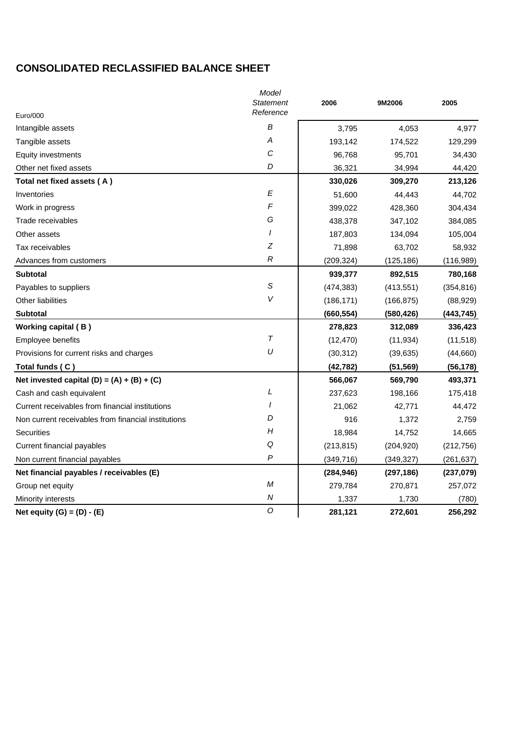## CONSOLIDATED RECLASSIFIED BALANCE SHEET

| Euro/000 | *Model Statement Reference* | 2006 | 9M2006 | 2005 |
|---|---|---|---|---|
| Intangible assets | *B* | 3,795 | 4,053 | 4,977 |
| Tangible assets | *A* | 193,142 | 174,522 | 129,299 |
| Equity investments | *C* | 96,768 | 95,701 | 34,430 |
| Other net fixed assets | *D* | 36,321 | 34,994 | 44,420 |
| **Total net fixed assets ( A )** | | **330,026** | **309,270** | **213,126** |
| Inventories | *E* | 51,600 | 44,443 | 44,702 |
| Work in progress | *F* | 399,022 | 428,360 | 304,434 |
| Trade receivables | *G* | 438,378 | 347,102 | 384,085 |
| Other assets | *I* | 187,803 | 134,094 | 105,004 |
| Tax receivables | *Z* | 71,898 | 63,702 | 58,932 |
| Advances from customers | *R* | (209,324) | (125,186) | (116,989) |
| **Subtotal** | | **939,377** | **892,515** | **780,168** |
| Payables to suppliers | *S* | (474,383) | (413,551) | (354,816) |
| Other liabilities | *V* | (186,171) | (166,875) | (88,929) |
| **Subtotal** | | **(660,554)** | **(580,426)** | **(443,745)** |
| **Working capital ( B )** | | **278,823** | **312,089** | **336,423** |
| Employee benefits | *T* | (12,470) | (11,934) | (11,518) |
| Provisions for current risks and charges | *U* | (30,312) | (39,635) | (44,660) |
| **Total funds ( C )** | | **(42,782)** | **(51,569)** | **(56,178)** |
| **Net invested capital (D) = (A) + (B) + (C)** | | **566,067** | **569,790** | **493,371** |
| Cash and cash equivalent | *L* | 237,623 | 198,166 | 175,418 |
| Current receivables from financial institutions | *I* | 21,062 | 42,771 | 44,472 |
| Non current receivables from financial institutions | *D* | 916 | 1,372 | 2,759 |
| Securities | *H* | 18,984 | 14,752 | 14,665 |
| Current financial payables | *Q* | (213,815) | (204,920) | (212,756) |
| Non current financial payables | *P* | (349,716) | (349,327) | (261,637) |
| **Net financial payables / receivables (E)** | | **(284,946)** | **(297,186)** | **(237,079)** |
| Group net equity | *M* | 279,784 | 270,871 | 257,072 |
| Minority interests | *N* | 1,337 | 1,730 | (780) |
| **Net equity (G) = (D) - (E)** | *O* | **281,121** | **272,601** | **256,292** |